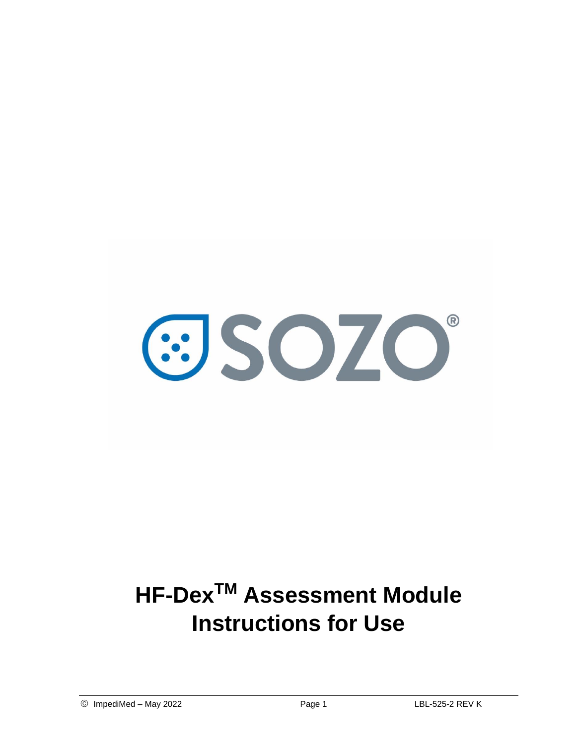SOZO®

# HF-Dex™ Assessment Module Instructions for Use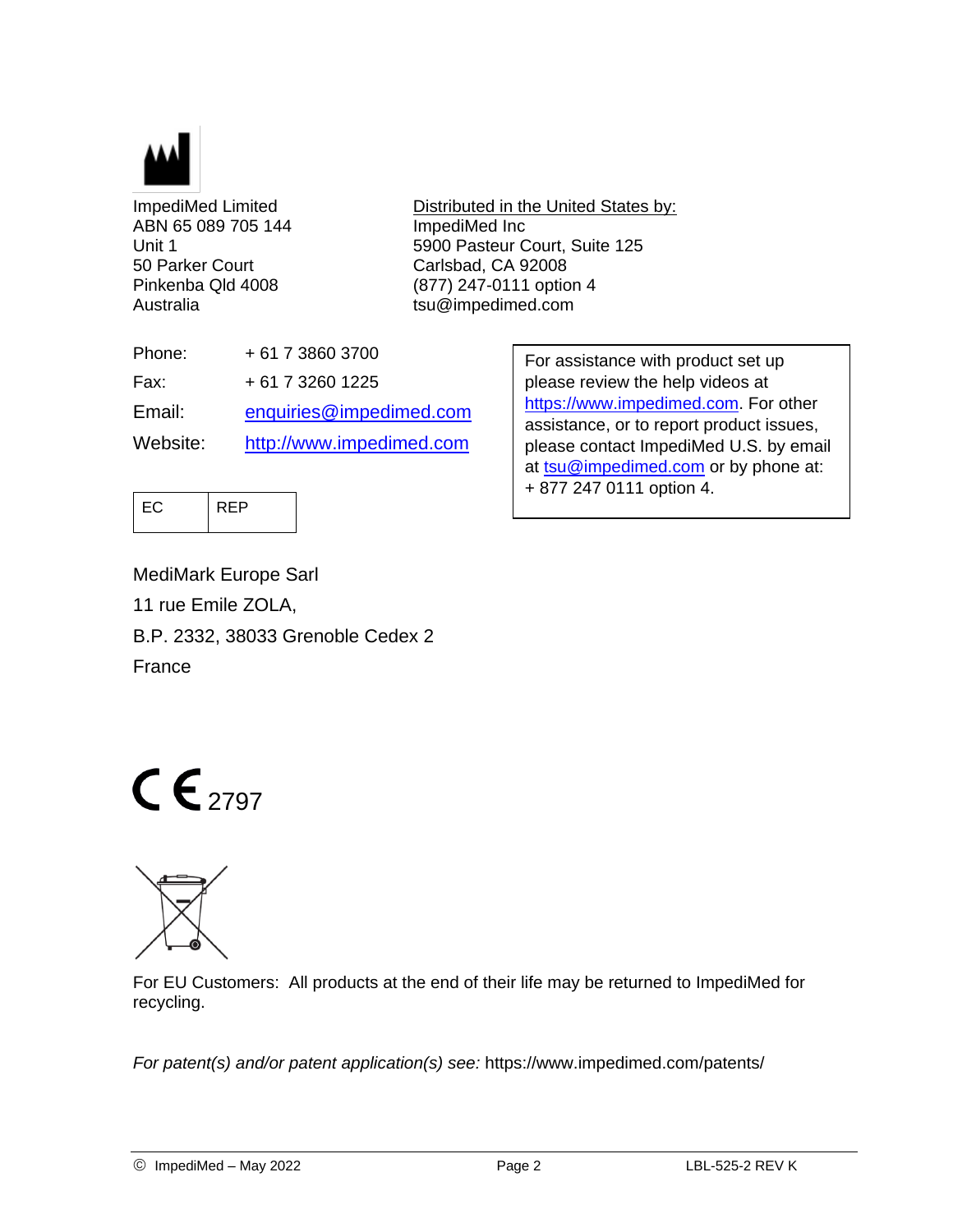ImpediMed Limited
ABN 65 089 705 144
Unit 1
50 Parker Court
Pinkenba Qld 4008
Australia

Distributed in the United States by:
ImpediMed Inc
5900 Pasteur Court, Suite 125
Carlsbad, CA 92008
(877) 247-0111 option 4
tsu@impedimed.com

| Phone: | + 61 7 3860 3700 |
|---|---|
| Fax: | + 61 7 3260 1225 |
| Email: | enquiries@impedimed.com |
| Website: | http://www.impedimed.com |

For assistance with product set up please review the help videos at https://www.impedimed.com. For other assistance, or to report product issues, please contact ImpediMed U.S. by email at tsu@impedimed.com or by phone at: + 877 247 0111 option 4.

| EC | REP |
|---|---|

MediMark Europe Sarl
11 rue Emile ZOLA,
B.P. 2332, 38033 Grenoble Cedex 2
France

CE 2797

For EU Customers: All products at the end of their life may be returned to ImpediMed for recycling.

*For patent(s) and/or patent application(s) see:* https://www.impedimed.com/patents/

© ImpediMed – May 2022 LBL-525-2 REV K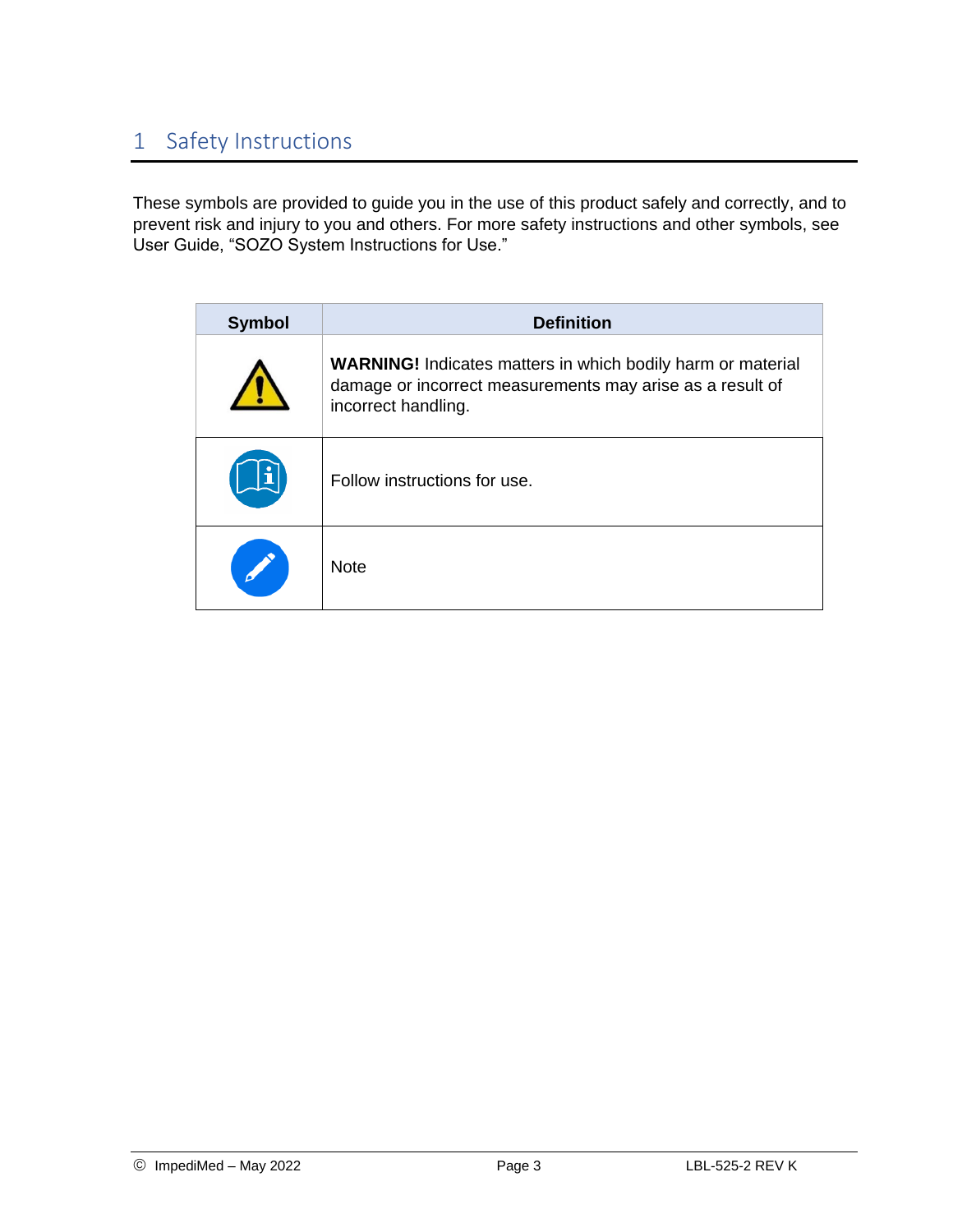# 1 Safety Instructions

These symbols are provided to guide you in the use of this product safely and correctly, and to prevent risk and injury to you and others. For more safety instructions and other symbols, see User Guide, "SOZO System Instructions for Use."

| Symbol | Definition |
|---|---|
| | **WARNING!** Indicates matters in which bodily harm or material damage or incorrect measurements may arise as a result of incorrect handling. |
| | Follow instructions for use. |
| | Note |

© ImpediMed – May 2022 LBL-525-2 REV K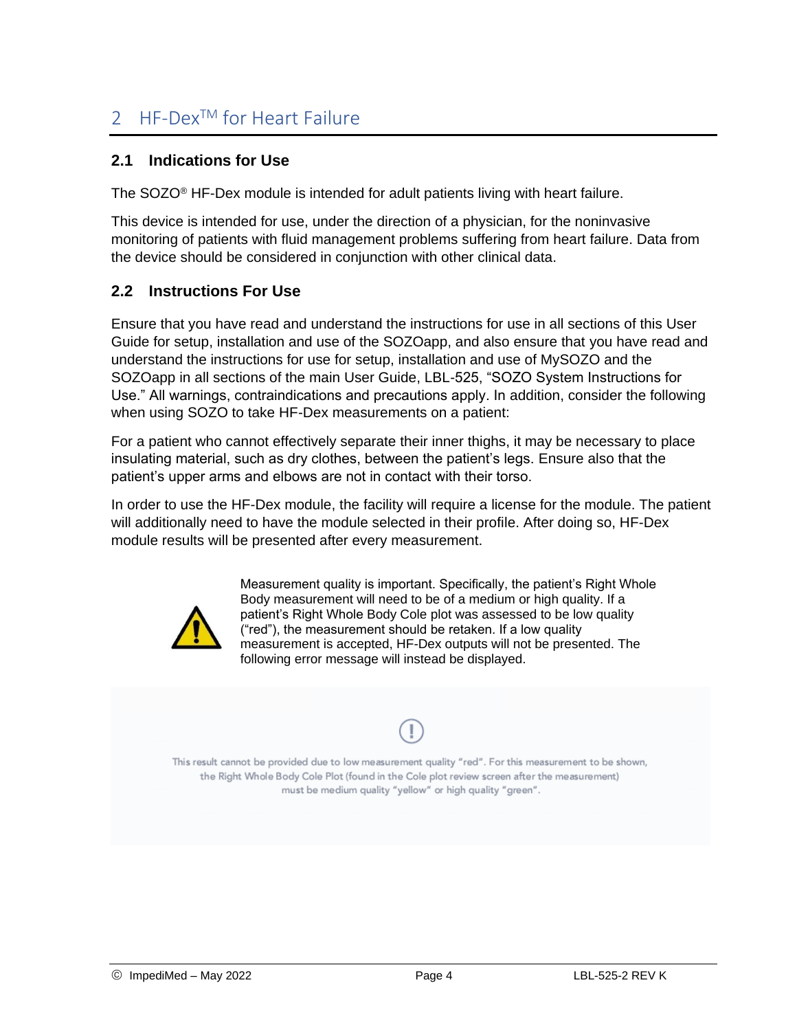# 2 HF-Dex™ for Heart Failure

## 2.1 Indications for Use

The SOZO® HF-Dex module is intended for adult patients living with heart failure.

This device is intended for use, under the direction of a physician, for the noninvasive monitoring of patients with fluid management problems suffering from heart failure. Data from the device should be considered in conjunction with other clinical data.

## 2.2 Instructions For Use

Ensure that you have read and understand the instructions for use in all sections of this User Guide for setup, installation and use of the SOZOapp, and also ensure that you have read and understand the instructions for use for setup, installation and use of MySOZO and the SOZOapp in all sections of the main User Guide, LBL-525, "SOZO System Instructions for Use." All warnings, contraindications and precautions apply. In addition, consider the following when using SOZO to take HF-Dex measurements on a patient:

For a patient who cannot effectively separate their inner thighs, it may be necessary to place insulating material, such as dry clothes, between the patient's legs. Ensure also that the patient's upper arms and elbows are not in contact with their torso.

In order to use the HF-Dex module, the facility will require a license for the module. The patient will additionally need to have the module selected in their profile. After doing so, HF-Dex module results will be presented after every measurement.

⚠ Measurement quality is important. Specifically, the patient's Right Whole Body measurement will need to be of a medium or high quality. If a patient's Right Whole Body Cole plot was assessed to be low quality ("red"), the measurement should be retaken. If a low quality measurement is accepted, HF-Dex outputs will not be presented. The following error message will instead be displayed.

This result cannot be provided due to low measurement quality "red". For this measurement to be shown, the Right Whole Body Cole Plot (found in the Cole plot review screen after the measurement) must be medium quality "yellow" or high quality "green".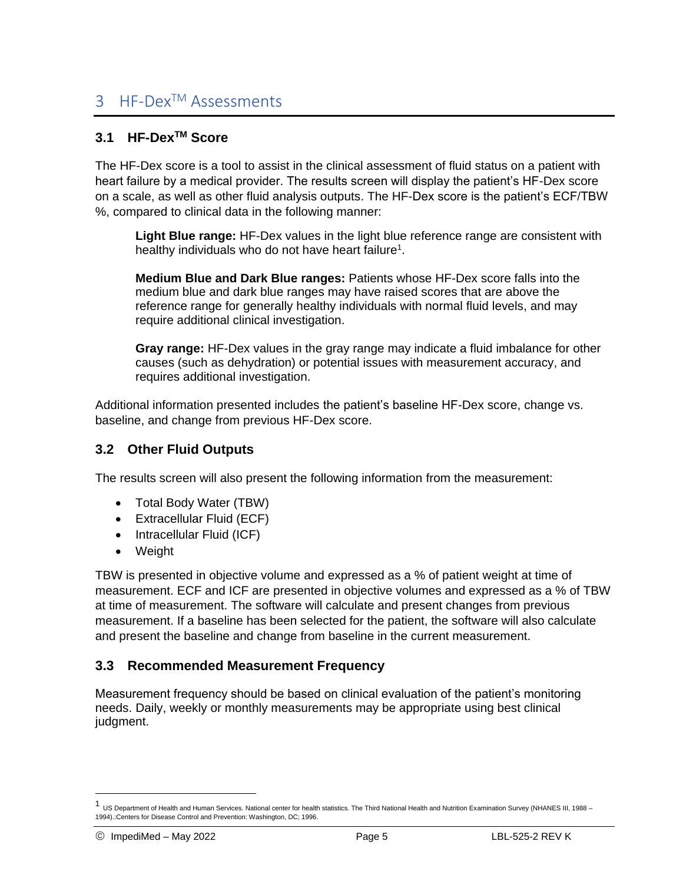# 3 HF-DexTM Assessments

## 3.1 HF-DexTM Score

The HF-Dex score is a tool to assist in the clinical assessment of fluid status on a patient with heart failure by a medical provider. The results screen will display the patient's HF-Dex score on a scale, as well as other fluid analysis outputs. The HF-Dex score is the patient's ECF/TBW %, compared to clinical data in the following manner:

> **Light Blue range:** HF-Dex values in the light blue reference range are consistent with healthy individuals who do not have heart failure[1].
>
> **Medium Blue and Dark Blue ranges:** Patients whose HF-Dex score falls into the medium blue and dark blue ranges may have raised scores that are above the reference range for generally healthy individuals with normal fluid levels, and may require additional clinical investigation.
>
> **Gray range:** HF-Dex values in the gray range may indicate a fluid imbalance for other causes (such as dehydration) or potential issues with measurement accuracy, and requires additional investigation.

Additional information presented includes the patient's baseline HF-Dex score, change vs. baseline, and change from previous HF-Dex score.

## 3.2 Other Fluid Outputs

The results screen will also present the following information from the measurement:

- Total Body Water (TBW)
- Extracellular Fluid (ECF)
- Intracellular Fluid (ICF)
- Weight

TBW is presented in objective volume and expressed as a % of patient weight at time of measurement. ECF and ICF are presented in objective volumes and expressed as a % of TBW at time of measurement. The software will calculate and present changes from previous measurement. If a baseline has been selected for the patient, the software will also calculate and present the baseline and change from baseline in the current measurement.

## 3.3 Recommended Measurement Frequency

Measurement frequency should be based on clinical evaluation of the patient's monitoring needs. Daily, weekly or monthly measurements may be appropriate using best clinical judgment.

---

[1] US Department of Health and Human Services. National center for health statistics. The Third National Health and Nutrition Examination Survey (NHANES III, 1988 – 1994).:Centers for Disease Control and Prevention: Washington, DC; 1996.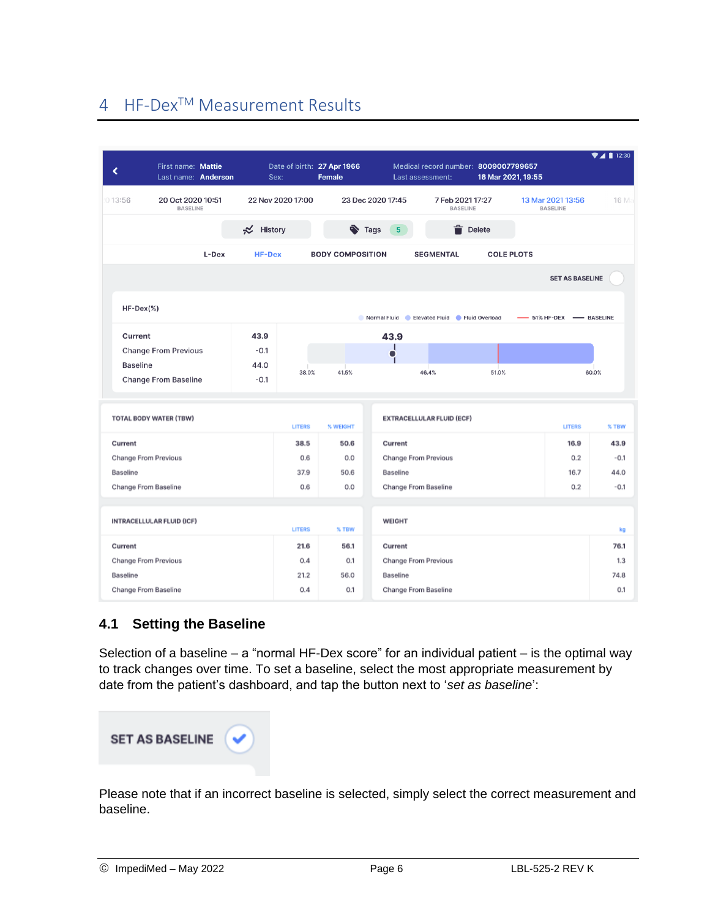# 4 HF-Dex[TM] Measurement Results

## 4.1 Setting the Baseline

Selection of a baseline – a “normal HF-Dex score” for an individual patient – is the optimal way to track changes over time. To set a baseline, select the most appropriate measurement by date from the patient’s dashboard, and tap the button next to ‘*set as baseline*’:

Please note that if an incorrect baseline is selected, simply select the correct measurement and baseline.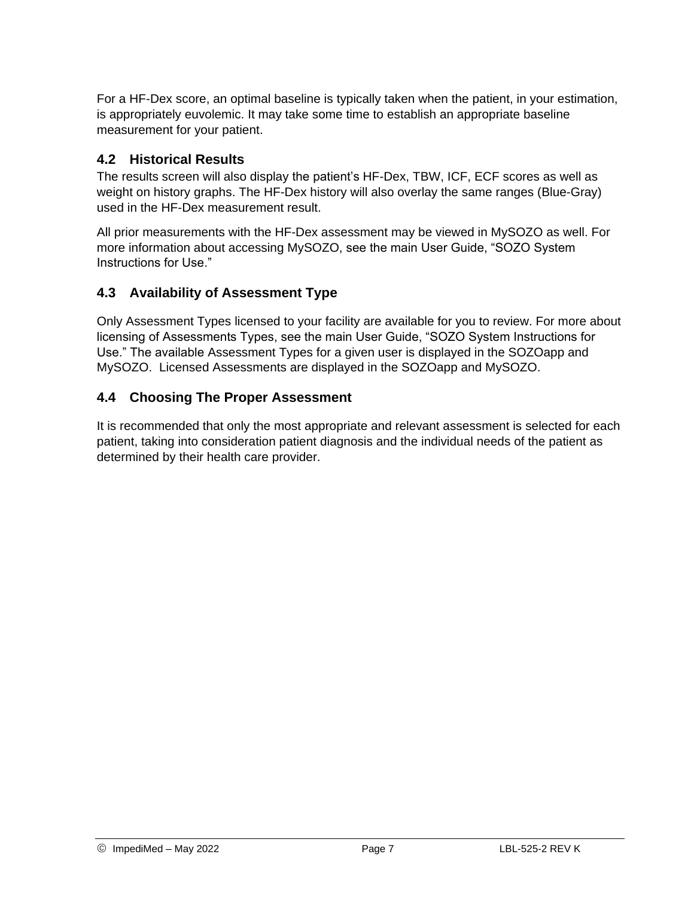For a HF-Dex score, an optimal baseline is typically taken when the patient, in your estimation, is appropriately euvolemic. It may take some time to establish an appropriate baseline measurement for your patient.

## 4.2 Historical Results

The results screen will also display the patient's HF-Dex, TBW, ICF, ECF scores as well as weight on history graphs. The HF-Dex history will also overlay the same ranges (Blue-Gray) used in the HF-Dex measurement result.

All prior measurements with the HF-Dex assessment may be viewed in MySOZO as well. For more information about accessing MySOZO, see the main User Guide, "SOZO System Instructions for Use."

## 4.3 Availability of Assessment Type

Only Assessment Types licensed to your facility are available for you to review. For more about licensing of Assessments Types, see the main User Guide, "SOZO System Instructions for Use." The available Assessment Types for a given user is displayed in the SOZOapp and MySOZO. Licensed Assessments are displayed in the SOZOapp and MySOZO.

## 4.4 Choosing The Proper Assessment

It is recommended that only the most appropriate and relevant assessment is selected for each patient, taking into consideration patient diagnosis and the individual needs of the patient as determined by their health care provider.